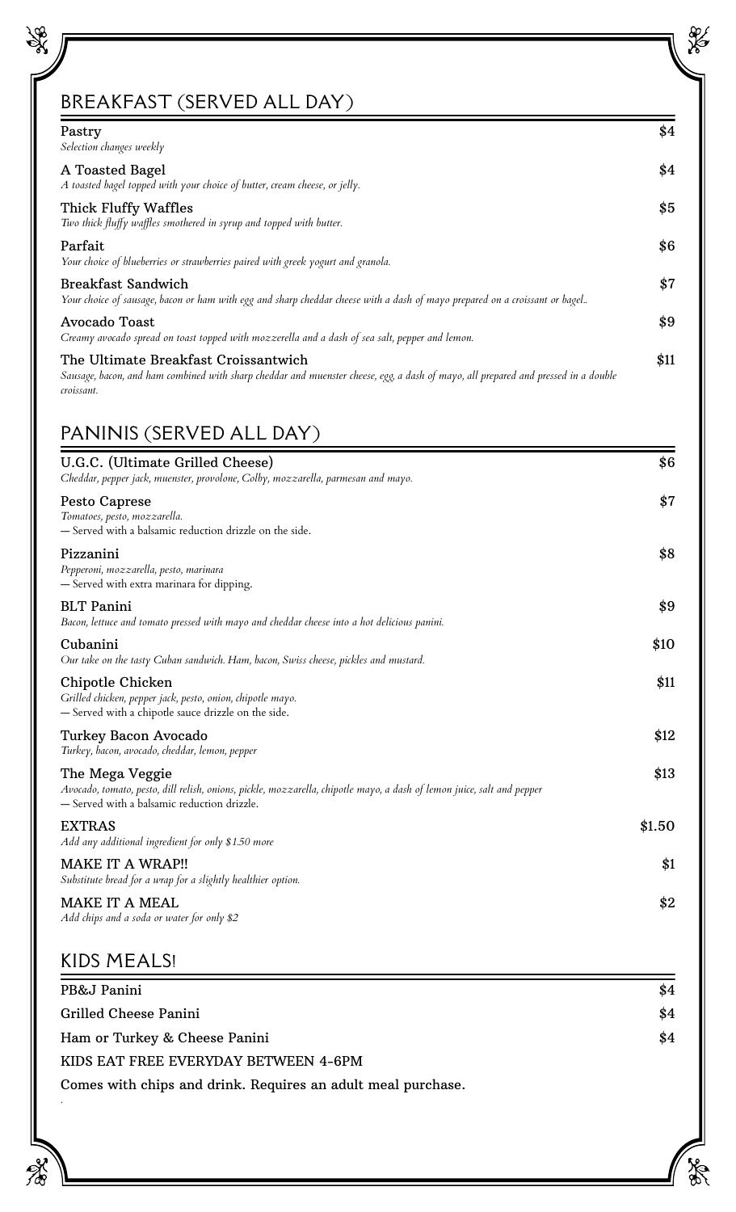## BREAKFAST (SERVED ALL DAY)

**Pastry** — $4
*Selection changes weekly*

**A Toasted Bagel** — $4
*A toasted bagel topped with your choice of butter, cream cheese, or jelly.*

**Thick Fluffy Waffles** — $5
*Two thick fluffy waffles smothered in syrup and topped with butter.*

**Parfait** — $6
*Your choice of blueberries or strawberries paired with greek yogurt and granola.*

**Breakfast Sandwich** — $7
*Your choice of sausage, bacon or ham with egg and sharp cheddar cheese with a dash of mayo prepared on a croissant or bagel..*

**Avocado Toast** — $9
*Creamy avocado spread on toast topped with mozzerella and a dash of sea salt, pepper and lemon.*

**The Ultimate Breakfast Croissantwich** — $11
*Sausage, bacon, and ham combined with sharp cheddar and muenster cheese, egg, a dash of mayo, all prepared and pressed in a double croissant.*

## PANINIS (SERVED ALL DAY)

**U.G.C. (Ultimate Grilled Cheese)** — $6
*Cheddar, pepper jack, muenster, provolone, Colby, mozzarella, parmesan and mayo.*

**Pesto Caprese** — $7
*Tomatoes, pesto, mozzarella.*
— Served with a balsamic reduction drizzle on the side.

**Pizzanini** — $8
*Pepperoni, mozzarella, pesto, marinara*
— Served with extra marinara for dipping.

**BLT Panini** — $9
*Bacon, lettuce and tomato pressed with mayo and cheddar cheese into a hot delicious panini.*

**Cubanini** — $10
*Our take on the tasty Cuban sandwich. Ham, bacon, Swiss cheese, pickles and mustard.*

**Chipotle Chicken** — $11
*Grilled chicken, pepper jack, pesto, onion, chipotle mayo.*
— Served with a chipotle sauce drizzle on the side.

**Turkey Bacon Avocado** — $12
*Turkey, bacon, avocado, cheddar, lemon, pepper*

**The Mega Veggie** — $13
*Avocado, tomato, pesto, dill relish, onions, pickle, mozzarella, chipotle mayo, a dash of lemon juice, salt and pepper*
— Served with a balsamic reduction drizzle.

**EXTRAS** — $1.50
*Add any additional ingredient for only $1.50 more*

**MAKE IT A WRAP!!** — $1
*Substitute bread for a wrap for a slightly healthier option.*

**MAKE IT A MEAL** — $2
*Add chips and a soda or water for only $2*

## KIDS MEALS!

**PB&J Panini** — $4

**Grilled Cheese Panini** — $4

**Ham or Turkey & Cheese Panini** — $4

KIDS EAT FREE EVERYDAY BETWEEN 4-6PM

Comes with chips and drink. Requires an adult meal purchase.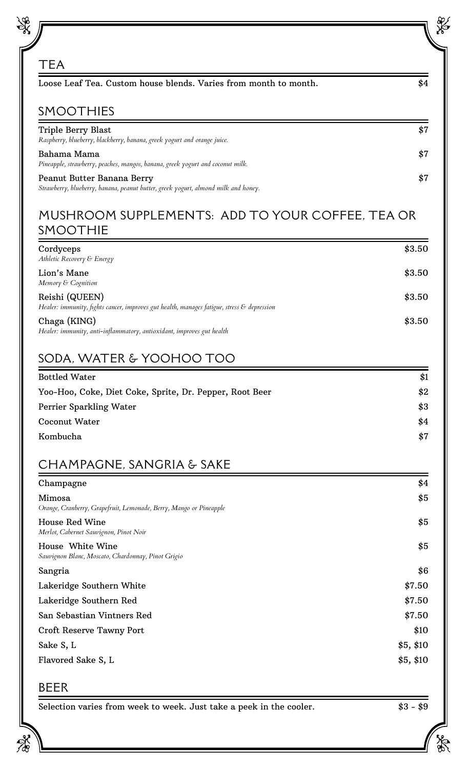## TEA

| | |
|---|---|
| Loose Leaf Tea. Custom house blends. Varies from month to month. | $4 |

## SMOOTHIES

| | |
|---|---|
| Triple Berry Blast<br>*Raspberry, blueberry, blackberry, banana, greek yogurt and orange juice.* | $7 |
| Bahama Mama<br>*Pineapple, strawberry, peaches, mangos, banana, greek yogurt and coconut milk.* | $7 |
| Peanut Butter Banana Berry<br>*Strawberry, blueberry, banana, peanut butter, greek yogurt, almond milk and honey.* | $7 |

## MUSHROOM SUPPLEMENTS: ADD TO YOUR COFFEE, TEA OR SMOOTHIE

| | |
|---|---|
| Cordyceps<br>*Athletic Recovery & Energy* | $3.50 |
| Lion's Mane<br>*Memory & Cognition* | $3.50 |
| Reishi (QUEEN)<br>*Healer: immunity, fights cancer, improves gut health, manages fatigue, stress & depression* | $3.50 |
| Chaga (KING)<br>*Healer: immunity, anti-inflammatory, antioxidant, improves gut health* | $3.50 |

## SODA, WATER & YOOHOO TOO

| | |
|---|---|
| Bottled Water | $1 |
| Yoo-Hoo, Coke, Diet Coke, Sprite, Dr. Pepper, Root Beer | $2 |
| Perrier Sparkling Water | $3 |
| Coconut Water | $4 |
| Kombucha | $7 |

## CHAMPAGNE, SANGRIA & SAKE

| | |
|---|---|
| Champagne | $4 |
| Mimosa<br>*Orange, Cranberry, Grapefruit, Lemonade, Berry, Mango or Pineapple* | $5 |
| House Red Wine<br>*Merlot, Cabernet Sauvignon, Pinot Noir* | $5 |
| House White Wine<br>*Sauvignon Blanc, Moscato, Chardonnay, Pinot Grigio* | $5 |
| Sangria | $6 |
| Lakeridge Southern White | $7.50 |
| Lakeridge Southern Red | $7.50 |
| San Sebastian Vintners Red | $7.50 |
| Croft Reserve Tawny Port | $10 |
| Sake S, L | $5, $10 |
| Flavored Sake S, L | $5, $10 |

## BEER

| | |
|---|---|
| Selection varies from week to week. Just take a peek in the cooler. | $3 - $9 |